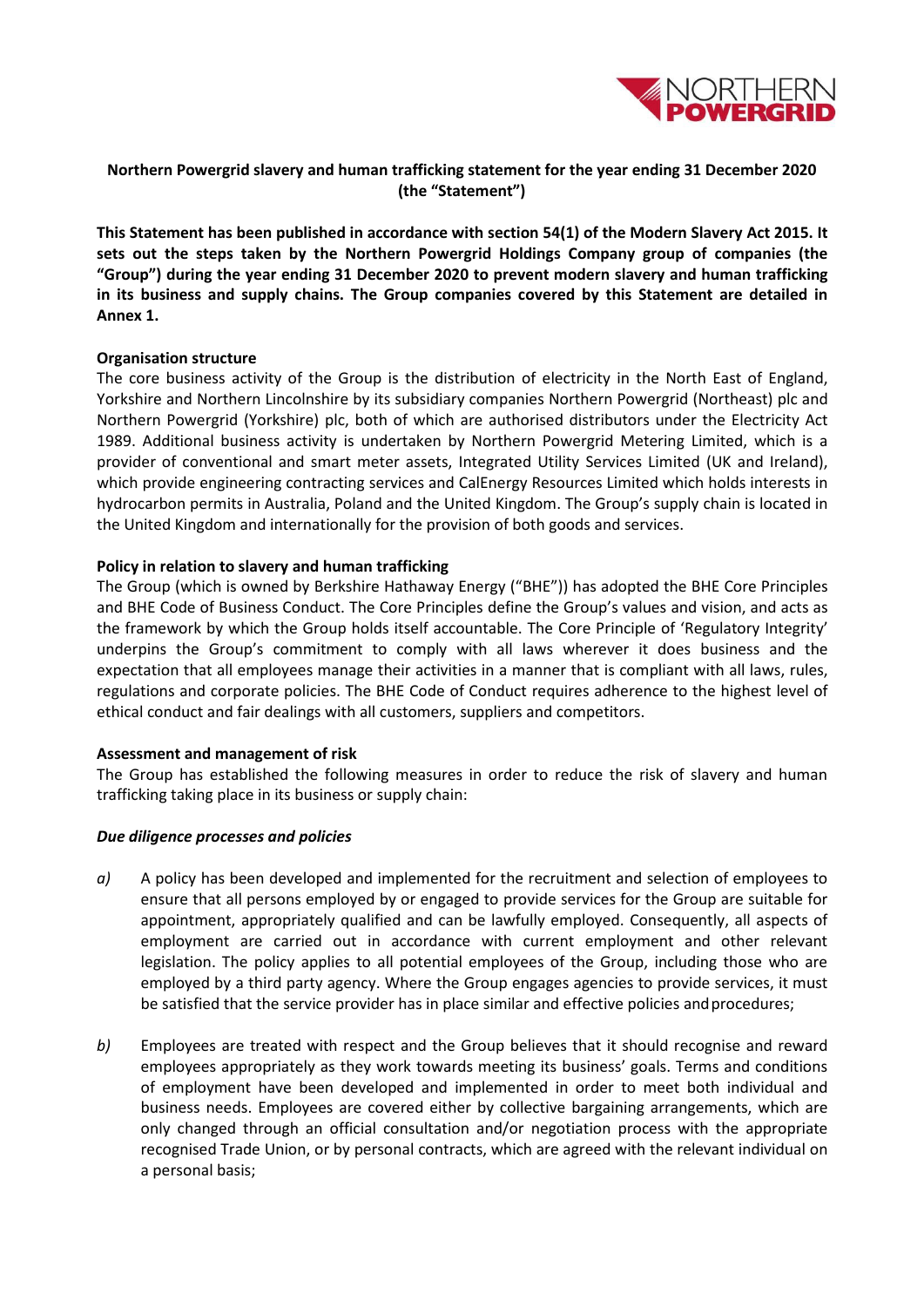**Northern Powergrid slavery and human trafficking statement for the year ending 31 December 2020 (the "Statement")**

**This Statement has been published in accordance with section 54(1) of the Modern Slavery Act 2015. It sets out the steps taken by the Northern Powergrid Holdings Company group of companies (the "Group") during the year ending 31 December 2020 to prevent modern slavery and human trafficking in its business and supply chains. The Group companies covered by this Statement are detailed in Annex 1.**

**Organisation structure**

The core business activity of the Group is the distribution of electricity in the North East of England, Yorkshire and Northern Lincolnshire by its subsidiary companies Northern Powergrid (Northeast) plc and Northern Powergrid (Yorkshire) plc, both of which are authorised distributors under the Electricity Act 1989. Additional business activity is undertaken by Northern Powergrid Metering Limited, which is a provider of conventional and smart meter assets, Integrated Utility Services Limited (UK and Ireland), which provide engineering contracting services and CalEnergy Resources Limited which holds interests in hydrocarbon permits in Australia, Poland and the United Kingdom. The Group's supply chain is located in the United Kingdom and internationally for the provision of both goods and services.

**Policy in relation to slavery and human trafficking**

The Group (which is owned by Berkshire Hathaway Energy ("BHE")) has adopted the BHE Core Principles and BHE Code of Business Conduct. The Core Principles define the Group's values and vision, and acts as the framework by which the Group holds itself accountable. The Core Principle of 'Regulatory Integrity' underpins the Group's commitment to comply with all laws wherever it does business and the expectation that all employees manage their activities in a manner that is compliant with all laws, rules, regulations and corporate policies. The BHE Code of Conduct requires adherence to the highest level of ethical conduct and fair dealings with all customers, suppliers and competitors.

**Assessment and management of risk**

The Group has established the following measures in order to reduce the risk of slavery and human trafficking taking place in its business or supply chain:

***Due diligence processes and policies***

*a)* A policy has been developed and implemented for the recruitment and selection of employees to ensure that all persons employed by or engaged to provide services for the Group are suitable for appointment, appropriately qualified and can be lawfully employed. Consequently, all aspects of employment are carried out in accordance with current employment and other relevant legislation. The policy applies to all potential employees of the Group, including those who are employed by a third party agency. Where the Group engages agencies to provide services, it must be satisfied that the service provider has in place similar and effective policies and procedures;

*b)* Employees are treated with respect and the Group believes that it should recognise and reward employees appropriately as they work towards meeting its business' goals. Terms and conditions of employment have been developed and implemented in order to meet both individual and business needs. Employees are covered either by collective bargaining arrangements, which are only changed through an official consultation and/or negotiation process with the appropriate recognised Trade Union, or by personal contracts, which are agreed with the relevant individual on a personal basis;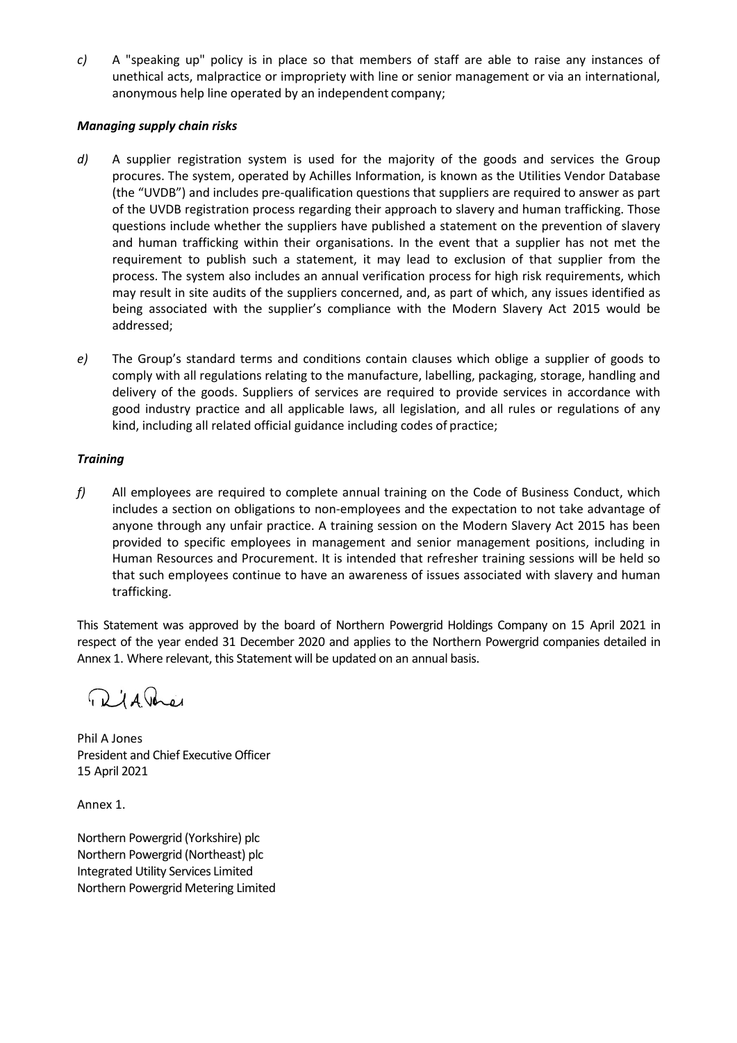*c)* A "speaking up" policy is in place so that members of staff are able to raise any instances of unethical acts, malpractice or impropriety with line or senior management or via an international, anonymous help line operated by an independent company;

***Managing supply chain risks***

*d)* A supplier registration system is used for the majority of the goods and services the Group procures. The system, operated by Achilles Information, is known as the Utilities Vendor Database (the "UVDB") and includes pre-qualification questions that suppliers are required to answer as part of the UVDB registration process regarding their approach to slavery and human trafficking. Those questions include whether the suppliers have published a statement on the prevention of slavery and human trafficking within their organisations. In the event that a supplier has not met the requirement to publish such a statement, it may lead to exclusion of that supplier from the process. The system also includes an annual verification process for high risk requirements, which may result in site audits of the suppliers concerned, and, as part of which, any issues identified as being associated with the supplier's compliance with the Modern Slavery Act 2015 would be addressed;

*e)* The Group's standard terms and conditions contain clauses which oblige a supplier of goods to comply with all regulations relating to the manufacture, labelling, packaging, storage, handling and delivery of the goods. Suppliers of services are required to provide services in accordance with good industry practice and all applicable laws, all legislation, and all rules or regulations of any kind, including all related official guidance including codes of practice;

***Training***

*f)* All employees are required to complete annual training on the Code of Business Conduct, which includes a section on obligations to non-employees and the expectation to not take advantage of anyone through any unfair practice. A training session on the Modern Slavery Act 2015 has been provided to specific employees in management and senior management positions, including in Human Resources and Procurement. It is intended that refresher training sessions will be held so that such employees continue to have an awareness of issues associated with slavery and human trafficking.

This Statement was approved by the board of Northern Powergrid Holdings Company on 15 April 2021 in respect of the year ended 31 December 2020 and applies to the Northern Powergrid companies detailed in Annex 1. Where relevant, this Statement will be updated on an annual basis.

Phil A Jones
President and Chief Executive Officer
15 April 2021

Annex 1.

Northern Powergrid (Yorkshire) plc
Northern Powergrid (Northeast) plc
Integrated Utility Services Limited
Northern Powergrid Metering Limited